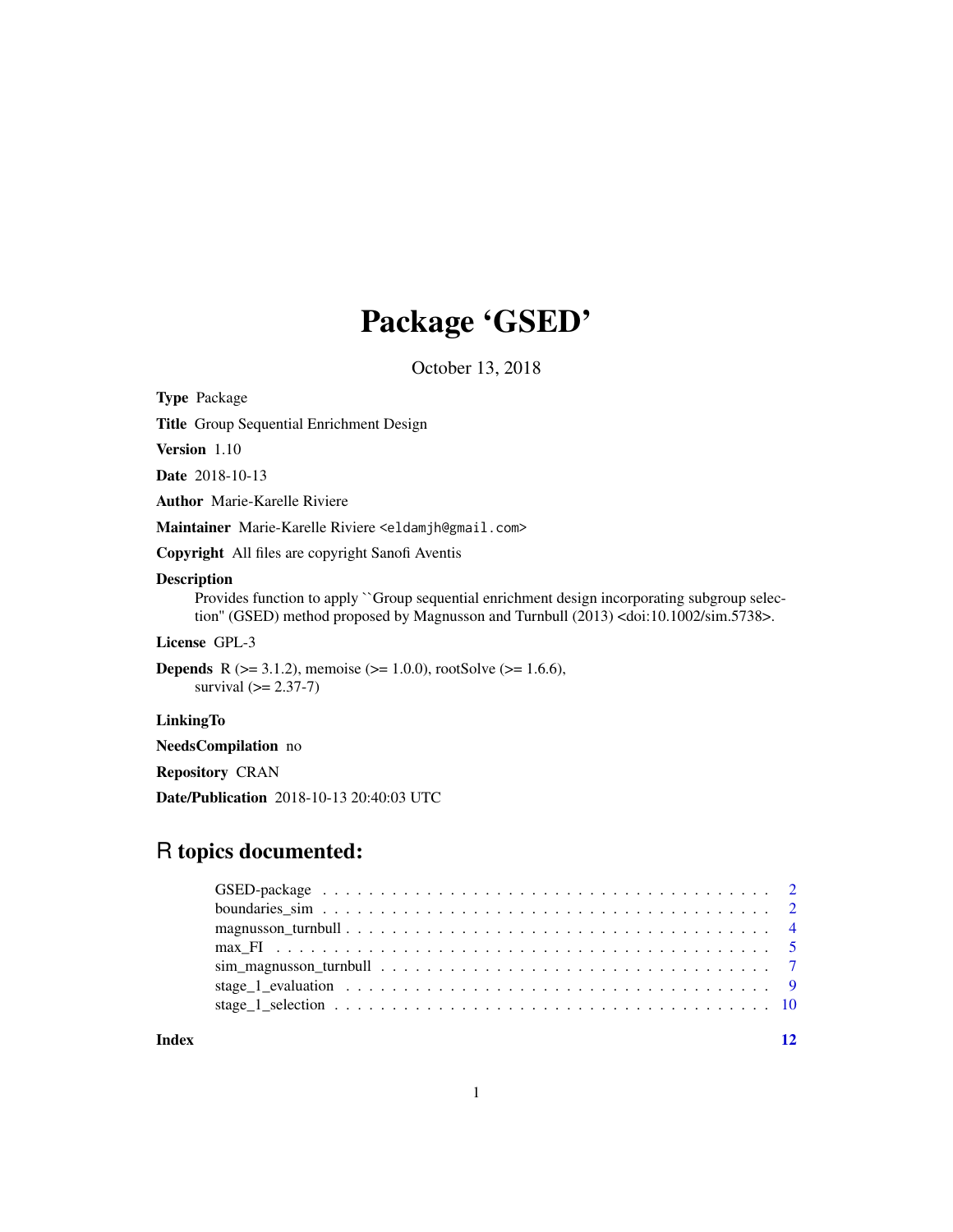# Package 'GSED'

October 13, 2018

**Type** Package

**Title** Group Sequential Enrichment Design

**Version** 1.10

**Date** 2018-10-13

**Author** Marie-Karelle Riviere

**Maintainer** Marie-Karelle Riviere <eldamjh@gmail.com>

**Copyright** All files are copyright Sanofi Aventis

**Description**
Provides function to apply ``Group sequential enrichment design incorporating subgroup selection'' (GSED) method proposed by Magnusson and Turnbull (2013) <doi:10.1002/sim.5738>.

**License** GPL-3

**Depends** R (>= 3.1.2), memoise (>= 1.0.0), rootSolve (>= 1.6.6), survival (>= 2.37-7)

**LinkingTo**

**NeedsCompilation** no

**Repository** CRAN

**Date/Publication** 2018-10-13 20:40:03 UTC

## R topics documented:

- GSED-package . . . . . . . . . . . . . . . . . . . . . . . . . . . . . . . . . . . . . . 2
- boundaries_sim . . . . . . . . . . . . . . . . . . . . . . . . . . . . . . . . . . . . . . 2
- magnusson_turnbull . . . . . . . . . . . . . . . . . . . . . . . . . . . . . . . . . . . . 4
- max_FI . . . . . . . . . . . . . . . . . . . . . . . . . . . . . . . . . . . . . . . . . . 5
- sim_magnusson_turnbull . . . . . . . . . . . . . . . . . . . . . . . . . . . . . . . . . 7
- stage_1_evaluation . . . . . . . . . . . . . . . . . . . . . . . . . . . . . . . . . . . . 9
- stage_1_selection . . . . . . . . . . . . . . . . . . . . . . . . . . . . . . . . . . . . . 10

**Index** 12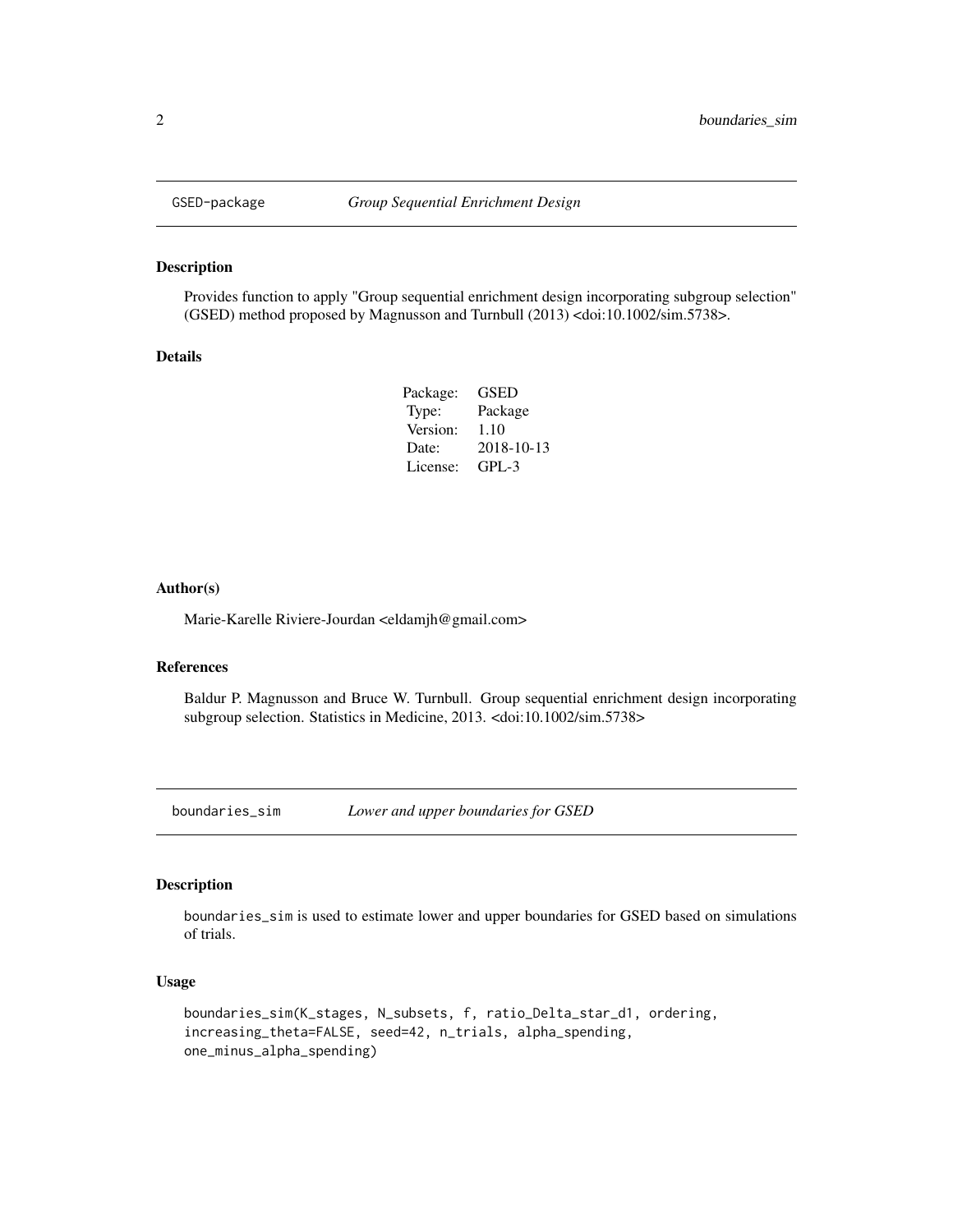## GSED-package *Group Sequential Enrichment Design*

### Description

Provides function to apply "Group sequential enrichment design incorporating subgroup selection" (GSED) method proposed by Magnusson and Turnbull (2013) <doi:10.1002/sim.5738>.

### Details

| | |
|---|---|
| Package: | GSED |
| Type: | Package |
| Version: | 1.10 |
| Date: | 2018-10-13 |
| License: | GPL-3 |

### Author(s)

Marie-Karelle Riviere-Jourdan <eldamjh@gmail.com>

### References

Baldur P. Magnusson and Bruce W. Turnbull. Group sequential enrichment design incorporating subgroup selection. Statistics in Medicine, 2013. <doi:10.1002/sim.5738>

## boundaries_sim *Lower and upper boundaries for GSED*

### Description

boundaries_sim is used to estimate lower and upper boundaries for GSED based on simulations of trials.

### Usage

```
boundaries_sim(K_stages, N_subsets, f, ratio_Delta_star_d1, ordering,
increasing_theta=FALSE, seed=42, n_trials, alpha_spending,
one_minus_alpha_spending)
```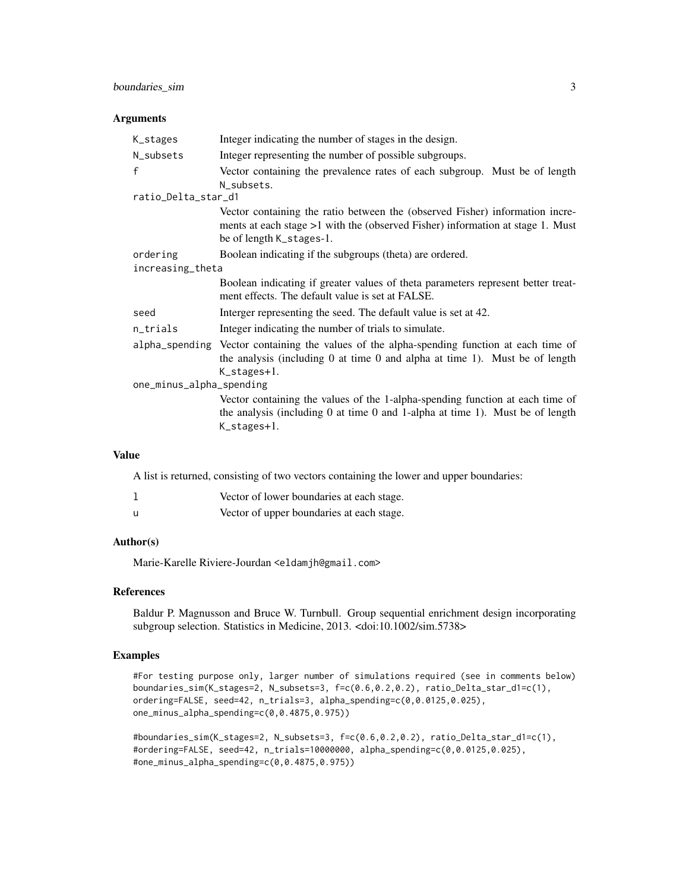### Arguments

| | |
|---|---|
| K_stages | Integer indicating the number of stages in the design. |
| N_subsets | Integer representing the number of possible subgroups. |
| f | Vector containing the prevalence rates of each subgroup. Must be of length N_subsets. |
| ratio_Delta_star_d1 | Vector containing the ratio between the (observed Fisher) information increments at each stage >1 with the (observed Fisher) information at stage 1. Must be of length K_stages-1. |
| ordering | Boolean indicating if the subgroups (theta) are ordered. |
| increasing_theta | Boolean indicating if greater values of theta parameters represent better treatment effects. The default value is set at FALSE. |
| seed | Interger representing the seed. The default value is set at 42. |
| n_trials | Integer indicating the number of trials to simulate. |
| alpha_spending | Vector containing the values of the alpha-spending function at each time of the analysis (including 0 at time 0 and alpha at time 1). Must be of length K_stages+1. |
| one_minus_alpha_spending | Vector containing the values of the 1-alpha-spending function at each time of the analysis (including 0 at time 0 and 1-alpha at time 1). Must be of length K_stages+1. |

### Value

A list is returned, consisting of two vectors containing the lower and upper boundaries:

| | |
|---|---|
| l | Vector of lower boundaries at each stage. |
| u | Vector of upper boundaries at each stage. |

### Author(s)

Marie-Karelle Riviere-Jourdan <eldamjh@gmail.com>

### References

Baldur P. Magnusson and Bruce W. Turnbull. Group sequential enrichment design incorporating subgroup selection. Statistics in Medicine, 2013. <doi:10.1002/sim.5738>

### Examples

```
#For testing purpose only, larger number of simulations required (see in comments below)
boundaries_sim(K_stages=2, N_subsets=3, f=c(0.6,0.2,0.2), ratio_Delta_star_d1=c(1),
ordering=FALSE, seed=42, n_trials=3, alpha_spending=c(0,0.0125,0.025),
one_minus_alpha_spending=c(0,0.4875,0.975))

#boundaries_sim(K_stages=2, N_subsets=3, f=c(0.6,0.2,0.2), ratio_Delta_star_d1=c(1),
#ordering=FALSE, seed=42, n_trials=10000000, alpha_spending=c(0,0.0125,0.025),
#one_minus_alpha_spending=c(0,0.4875,0.975))
```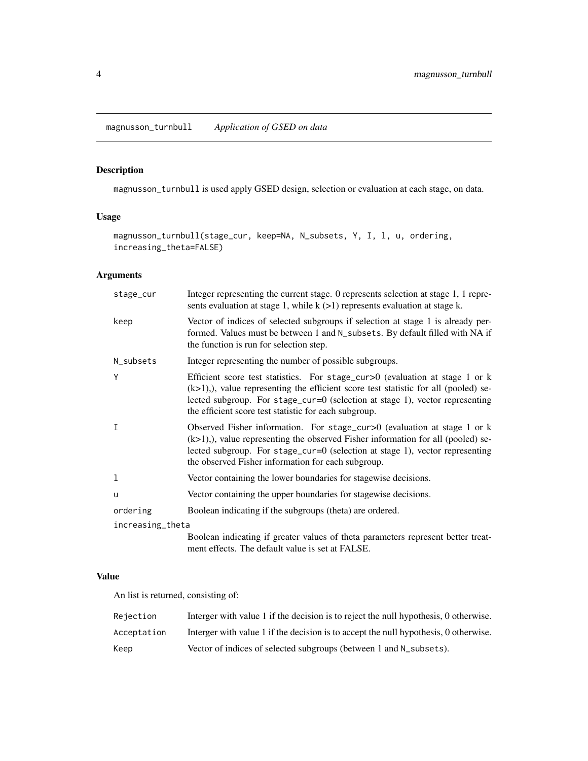## magnusson_turnbull *Application of GSED on data*

### Description

magnusson_turnbull is used apply GSED design, selection or evaluation at each stage, on data.

### Usage

```
magnusson_turnbull(stage_cur, keep=NA, N_subsets, Y, I, l, u, ordering,
increasing_theta=FALSE)
```

### Arguments

| | |
|---|---|
| stage_cur | Integer representing the current stage. 0 represents selection at stage 1, 1 represents evaluation at stage 1, while k (>1) represents evaluation at stage k. |
| keep | Vector of indices of selected subgroups if selection at stage 1 is already performed. Values must be between 1 and N_subsets. By default filled with NA if the function is run for selection step. |
| N_subsets | Integer representing the number of possible subgroups. |
| Y | Efficient score test statistics. For stage_cur>0 (evaluation at stage 1 or k (k>1),), value representing the efficient score test statistic for all (pooled) selected subgroup. For stage_cur=0 (selection at stage 1), vector representing the efficient score test statistic for each subgroup. |
| I | Observed Fisher information. For stage_cur>0 (evaluation at stage 1 or k (k>1),), value representing the observed Fisher information for all (pooled) selected subgroup. For stage_cur=0 (selection at stage 1), vector representing the observed Fisher information for each subgroup. |
| l | Vector containing the lower boundaries for stagewise decisions. |
| u | Vector containing the upper boundaries for stagewise decisions. |
| ordering | Boolean indicating if the subgroups (theta) are ordered. |
| increasing_theta | Boolean indicating if greater values of theta parameters represent better treatment effects. The default value is set at FALSE. |

### Value

An list is returned, consisting of:

| | |
|---|---|
| Rejection | Interger with value 1 if the decision is to reject the null hypothesis, 0 otherwise. |
| Acceptation | Interger with value 1 if the decision is to accept the null hypothesis, 0 otherwise. |
| Keep | Vector of indices of selected subgroups (between 1 and N_subsets). |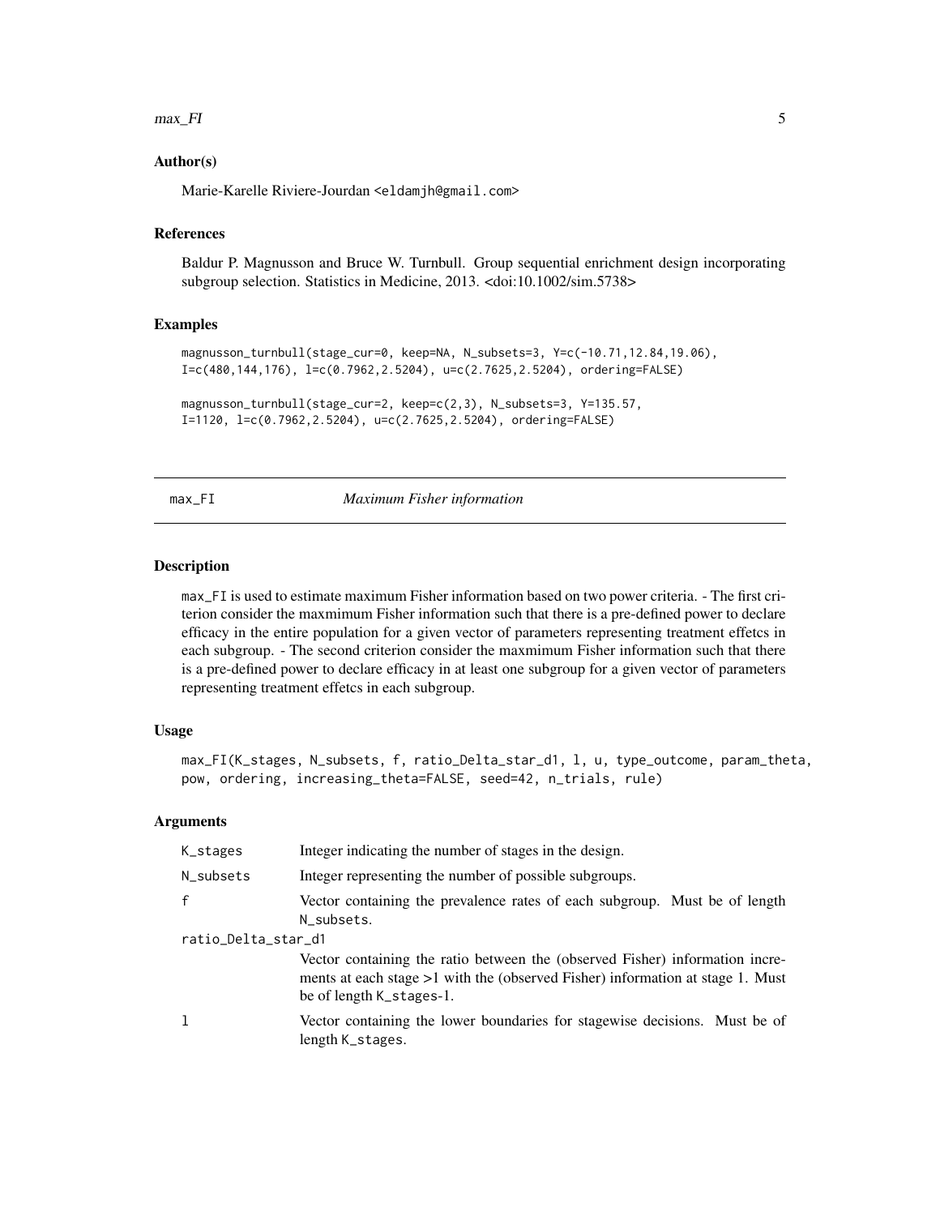## Author(s)

Marie-Karelle Riviere-Jourdan <eldamjh@gmail.com>

## References

Baldur P. Magnusson and Bruce W. Turnbull. Group sequential enrichment design incorporating subgroup selection. Statistics in Medicine, 2013. <doi:10.1002/sim.5738>

## Examples

```
magnusson_turnbull(stage_cur=0, keep=NA, N_subsets=3, Y=c(-10.71,12.84,19.06),
I=c(480,144,176), l=c(0.7962,2.5204), u=c(2.7625,2.5204), ordering=FALSE)

magnusson_turnbull(stage_cur=2, keep=c(2,3), N_subsets=3, Y=135.57,
I=1120, l=c(0.7962,2.5204), u=c(2.7625,2.5204), ordering=FALSE)
```

---

# max_FI    *Maximum Fisher information*

## Description

max_FI is used to estimate maximum Fisher information based on two power criteria. - The first criterion consider the maxmimum Fisher information such that there is a pre-defined power to declare efficacy in the entire population for a given vector of parameters representing treatment effetcs in each subgroup. - The second criterion consider the maxmimum Fisher information such that there is a pre-defined power to declare efficacy in at least one subgroup for a given vector of parameters representing treatment effetcs in each subgroup.

## Usage

```
max_FI(K_stages, N_subsets, f, ratio_Delta_star_d1, l, u, type_outcome, param_theta,
pow, ordering, increasing_theta=FALSE, seed=42, n_trials, rule)
```

## Arguments

| | |
|---|---|
| K_stages | Integer indicating the number of stages in the design. |
| N_subsets | Integer representing the number of possible subgroups. |
| f | Vector containing the prevalence rates of each subgroup. Must be of length N_subsets. |
| ratio_Delta_star_d1 | Vector containing the ratio between the (observed Fisher) information increments at each stage >1 with the (observed Fisher) information at stage 1. Must be of length K_stages-1. |
| l | Vector containing the lower boundaries for stagewise decisions. Must be of length K_stages. |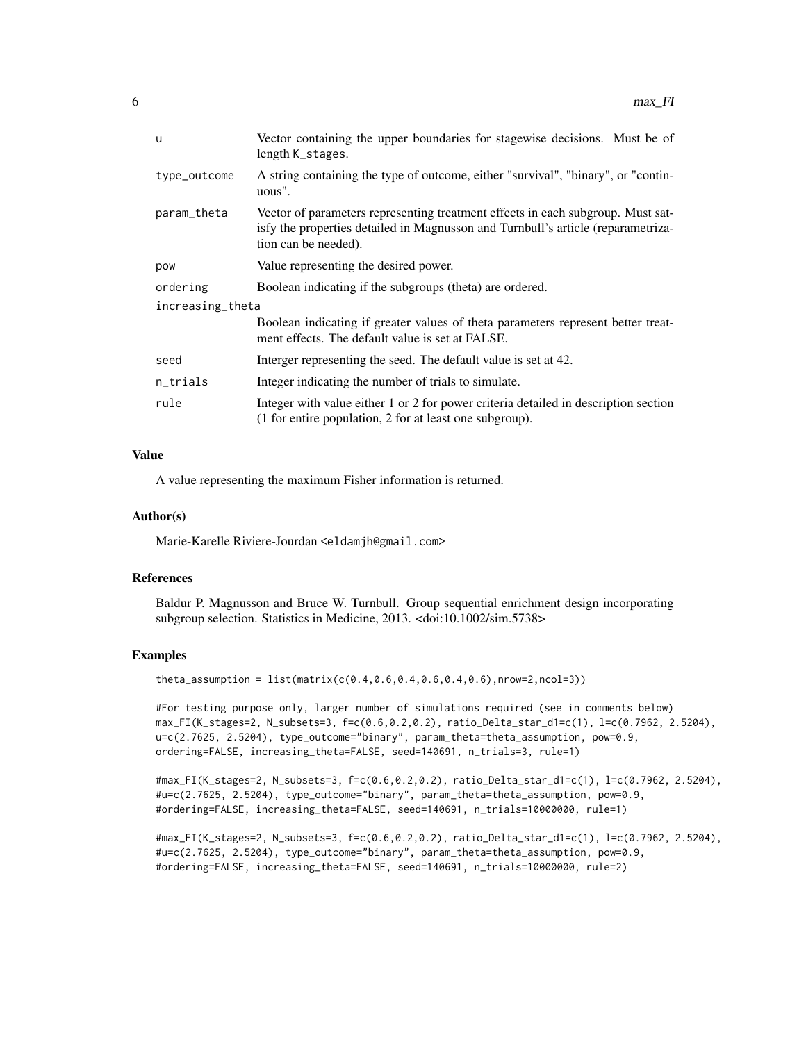| | |
|---|---|
| u | Vector containing the upper boundaries for stagewise decisions. Must be of length K_stages. |
| type_outcome | A string containing the type of outcome, either "survival", "binary", or "continuous". |
| param_theta | Vector of parameters representing treatment effects in each subgroup. Must satisfy the properties detailed in Magnusson and Turnbull's article (reparametrization can be needed). |
| pow | Value representing the desired power. |
| ordering | Boolean indicating if the subgroups (theta) are ordered. |
| increasing_theta | Boolean indicating if greater values of theta parameters represent better treatment effects. The default value is set at FALSE. |
| seed | Interger representing the seed. The default value is set at 42. |
| n_trials | Integer indicating the number of trials to simulate. |
| rule | Integer with value either 1 or 2 for power criteria detailed in description section (1 for entire population, 2 for at least one subgroup). |

## Value

A value representing the maximum Fisher information is returned.

## Author(s)

Marie-Karelle Riviere-Jourdan <eldamjh@gmail.com>

## References

Baldur P. Magnusson and Bruce W. Turnbull. Group sequential enrichment design incorporating subgroup selection. Statistics in Medicine, 2013. <doi:10.1002/sim.5738>

## Examples

```
theta_assumption = list(matrix(c(0.4,0.6,0.4,0.6,0.4,0.6),nrow=2,ncol=3))

#For testing purpose only, larger number of simulations required (see in comments below)
max_FI(K_stages=2, N_subsets=3, f=c(0.6,0.2,0.2), ratio_Delta_star_d1=c(1), l=c(0.7962, 2.5204),
u=c(2.7625, 2.5204), type_outcome="binary", param_theta=theta_assumption, pow=0.9,
ordering=FALSE, increasing_theta=FALSE, seed=140691, n_trials=3, rule=1)

#max_FI(K_stages=2, N_subsets=3, f=c(0.6,0.2,0.2), ratio_Delta_star_d1=c(1), l=c(0.7962, 2.5204),
#u=c(2.7625, 2.5204), type_outcome="binary", param_theta=theta_assumption, pow=0.9,
#ordering=FALSE, increasing_theta=FALSE, seed=140691, n_trials=10000000, rule=1)

#max_FI(K_stages=2, N_subsets=3, f=c(0.6,0.2,0.2), ratio_Delta_star_d1=c(1), l=c(0.7962, 2.5204),
#u=c(2.7625, 2.5204), type_outcome="binary", param_theta=theta_assumption, pow=0.9,
#ordering=FALSE, increasing_theta=FALSE, seed=140691, n_trials=10000000, rule=2)
```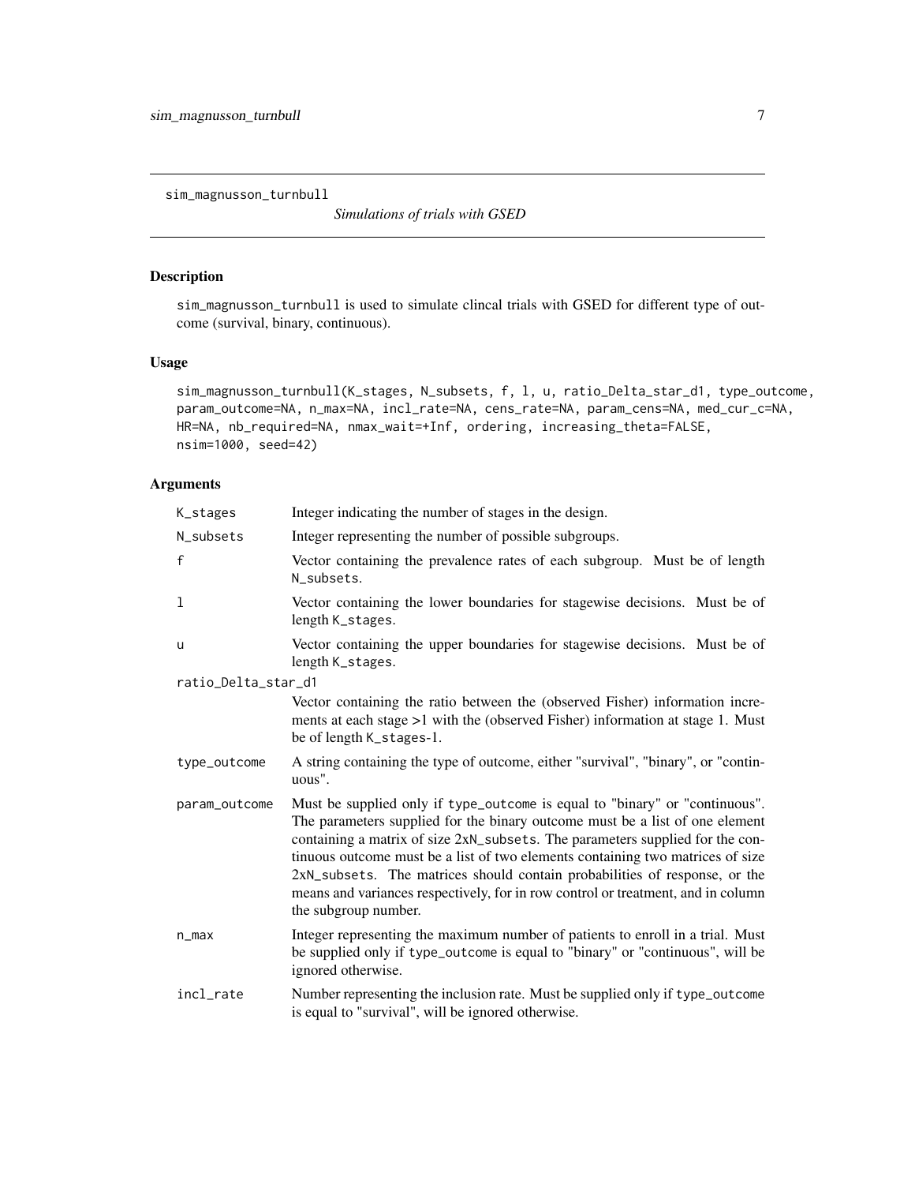sim_magnusson_turnbull

*Simulations of trials with GSED*

## Description

sim_magnusson_turnbull is used to simulate clincal trials with GSED for different type of outcome (survival, binary, continuous).

## Usage

```
sim_magnusson_turnbull(K_stages, N_subsets, f, l, u, ratio_Delta_star_d1, type_outcome,
param_outcome=NA, n_max=NA, incl_rate=NA, cens_rate=NA, param_cens=NA, med_cur_c=NA,
HR=NA, nb_required=NA, nmax_wait=+Inf, ordering, increasing_theta=FALSE,
nsim=1000, seed=42)
```

## Arguments

| | |
|---|---|
| K_stages | Integer indicating the number of stages in the design. |
| N_subsets | Integer representing the number of possible subgroups. |
| f | Vector containing the prevalence rates of each subgroup. Must be of length N_subsets. |
| l | Vector containing the lower boundaries for stagewise decisions. Must be of length K_stages. |
| u | Vector containing the upper boundaries for stagewise decisions. Must be of length K_stages. |
| ratio_Delta_star_d1 | Vector containing the ratio between the (observed Fisher) information increments at each stage >1 with the (observed Fisher) information at stage 1. Must be of length K_stages-1. |
| type_outcome | A string containing the type of outcome, either "survival", "binary", or "continuous". |
| param_outcome | Must be supplied only if type_outcome is equal to "binary" or "continuous". The parameters supplied for the binary outcome must be a list of one element containing a matrix of size 2xN_subsets. The parameters supplied for the continuous outcome must be a list of two elements containing two matrices of size 2xN_subsets. The matrices should contain probabilities of response, or the means and variances respectively, for in row control or treatment, and in column the subgroup number. |
| n_max | Integer representing the maximum number of patients to enroll in a trial. Must be supplied only if type_outcome is equal to "binary" or "continuous", will be ignored otherwise. |
| incl_rate | Number representing the inclusion rate. Must be supplied only if type_outcome is equal to "survival", will be ignored otherwise. |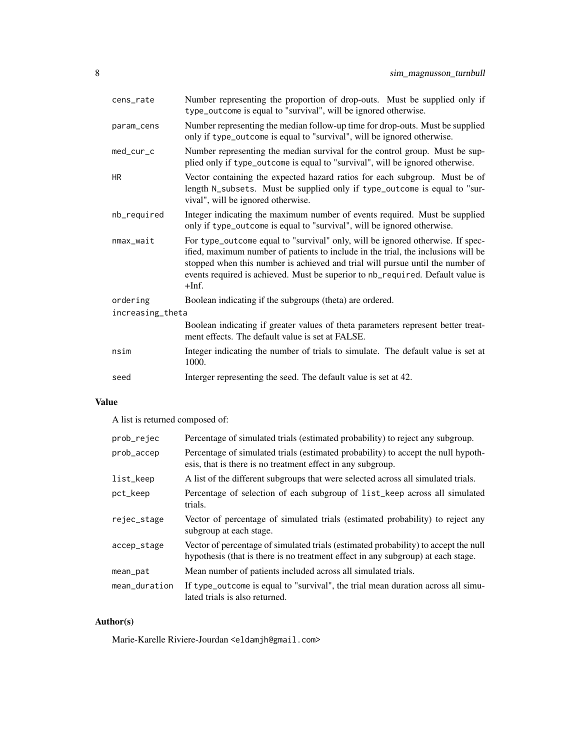| | |
|---|---|
| `cens_rate` | Number representing the proportion of drop-outs. Must be supplied only if `type_outcome` is equal to "survival", will be ignored otherwise. |
| `param_cens` | Number representing the median follow-up time for drop-outs. Must be supplied only if `type_outcome` is equal to "survival", will be ignored otherwise. |
| `med_cur_c` | Number representing the median survival for the control group. Must be supplied only if `type_outcome` is equal to "survival", will be ignored otherwise. |
| `HR` | Vector containing the expected hazard ratios for each subgroup. Must be of length `N_subsets`. Must be supplied only if `type_outcome` is equal to "survival", will be ignored otherwise. |
| `nb_required` | Integer indicating the maximum number of events required. Must be supplied only if `type_outcome` is equal to "survival", will be ignored otherwise. |
| `nmax_wait` | For `type_outcome` equal to "survival" only, will be ignored otherwise. If specified, maximum number of patients to include in the trial, the inclusions will be stopped when this number is achieved and trial will pursue until the number of events required is achieved. Must be superior to `nb_required`. Default value is +Inf. |
| `ordering` | Boolean indicating if the subgroups (theta) are ordered. |
| `increasing_theta` | Boolean indicating if greater values of theta parameters represent better treatment effects. The default value is set at FALSE. |
| `nsim` | Integer indicating the number of trials to simulate. The default value is set at 1000. |
| `seed` | Interger representing the seed. The default value is set at 42. |

## Value

A list is returned composed of:

| | |
|---|---|
| `prob_rejec` | Percentage of simulated trials (estimated probability) to reject any subgroup. |
| `prob_accep` | Percentage of simulated trials (estimated probability) to accept the null hypothesis, that is there is no treatment effect in any subgroup. |
| `list_keep` | A list of the different subgroups that were selected across all simulated trials. |
| `pct_keep` | Percentage of selection of each subgroup of `list_keep` across all simulated trials. |
| `rejec_stage` | Vector of percentage of simulated trials (estimated probability) to reject any subgroup at each stage. |
| `accep_stage` | Vector of percentage of simulated trials (estimated probability) to accept the null hypothesis (that is there is no treatment effect in any subgroup) at each stage. |
| `mean_pat` | Mean number of patients included across all simulated trials. |
| `mean_duration` | If `type_outcome` is equal to "survival", the trial mean duration across all simulated trials is also returned. |

## Author(s)

Marie-Karelle Riviere-Jourdan <eldamjh@gmail.com>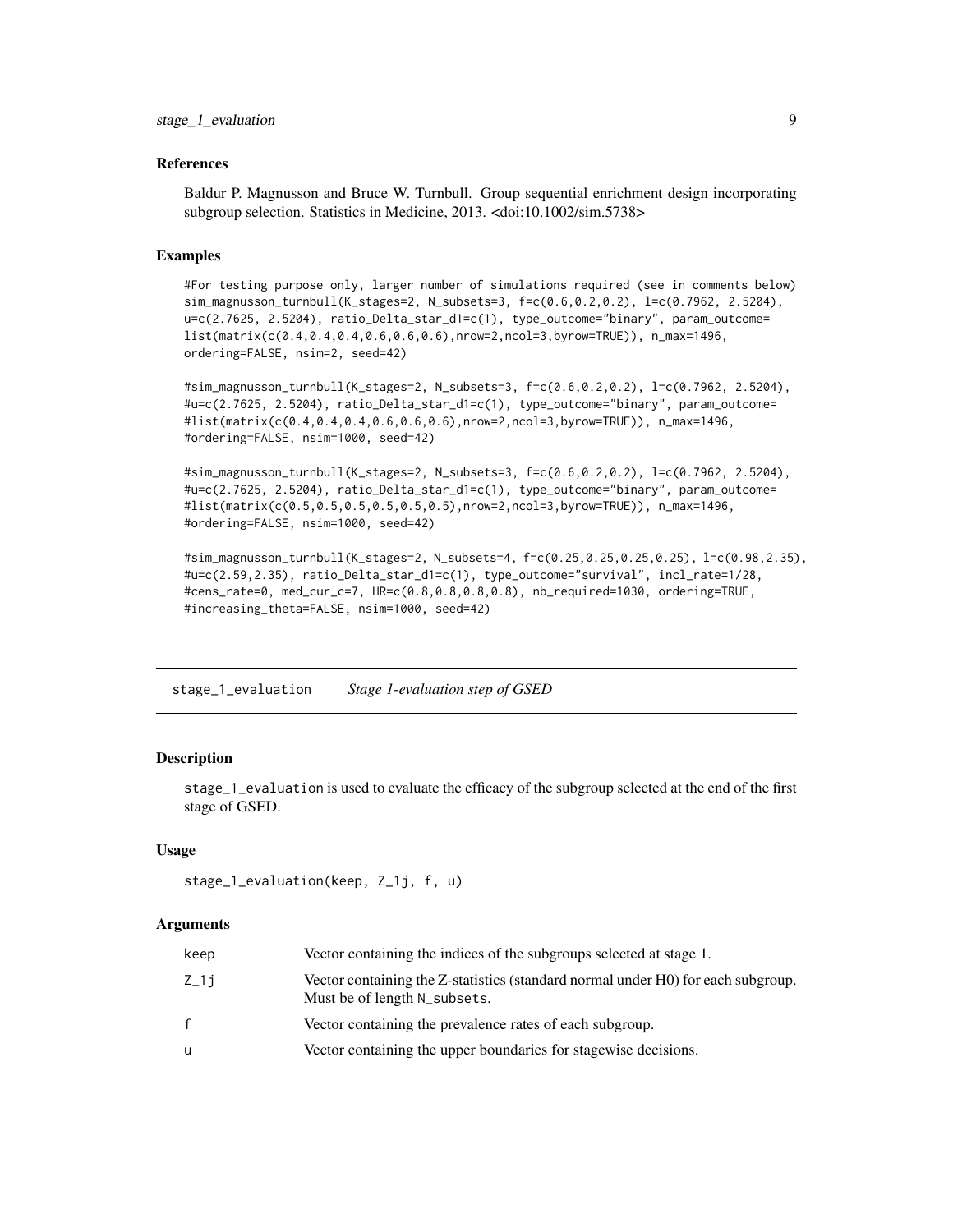### References

Baldur P. Magnusson and Bruce W. Turnbull. Group sequential enrichment design incorporating subgroup selection. Statistics in Medicine, 2013. <doi:10.1002/sim.5738>

### Examples

```
#For testing purpose only, larger number of simulations required (see in comments below)
sim_magnusson_turnbull(K_stages=2, N_subsets=3, f=c(0.6,0.2,0.2), l=c(0.7962, 2.5204),
u=c(2.7625, 2.5204), ratio_Delta_star_d1=c(1), type_outcome="binary", param_outcome=
list(matrix(c(0.4,0.4,0.4,0.6,0.6,0.6),nrow=2,ncol=3,byrow=TRUE)), n_max=1496,
ordering=FALSE, nsim=2, seed=42)

#sim_magnusson_turnbull(K_stages=2, N_subsets=3, f=c(0.6,0.2,0.2), l=c(0.7962, 2.5204),
#u=c(2.7625, 2.5204), ratio_Delta_star_d1=c(1), type_outcome="binary", param_outcome=
#list(matrix(c(0.4,0.4,0.4,0.6,0.6,0.6),nrow=2,ncol=3,byrow=TRUE)), n_max=1496,
#ordering=FALSE, nsim=1000, seed=42)

#sim_magnusson_turnbull(K_stages=2, N_subsets=3, f=c(0.6,0.2,0.2), l=c(0.7962, 2.5204),
#u=c(2.7625, 2.5204), ratio_Delta_star_d1=c(1), type_outcome="binary", param_outcome=
#list(matrix(c(0.5,0.5,0.5,0.5,0.5,0.5),nrow=2,ncol=3,byrow=TRUE)), n_max=1496,
#ordering=FALSE, nsim=1000, seed=42)

#sim_magnusson_turnbull(K_stages=2, N_subsets=4, f=c(0.25,0.25,0.25,0.25), l=c(0.98,2.35),
#u=c(2.59,2.35), ratio_Delta_star_d1=c(1), type_outcome="survival", incl_rate=1/28,
#cens_rate=0, med_cur_c=7, HR=c(0.8,0.8,0.8,0.8), nb_required=1030, ordering=TRUE,
#increasing_theta=FALSE, nsim=1000, seed=42)
```

---

## stage_1_evaluation *Stage 1-evaluation step of GSED*

### Description

stage_1_evaluation is used to evaluate the efficacy of the subgroup selected at the end of the first stage of GSED.

### Usage

```
stage_1_evaluation(keep, Z_1j, f, u)
```

### Arguments

| | |
|---|---|
| keep | Vector containing the indices of the subgroups selected at stage 1. |
| Z_1j | Vector containing the Z-statistics (standard normal under H0) for each subgroup. Must be of length N_subsets. |
| f | Vector containing the prevalence rates of each subgroup. |
| u | Vector containing the upper boundaries for stagewise decisions. |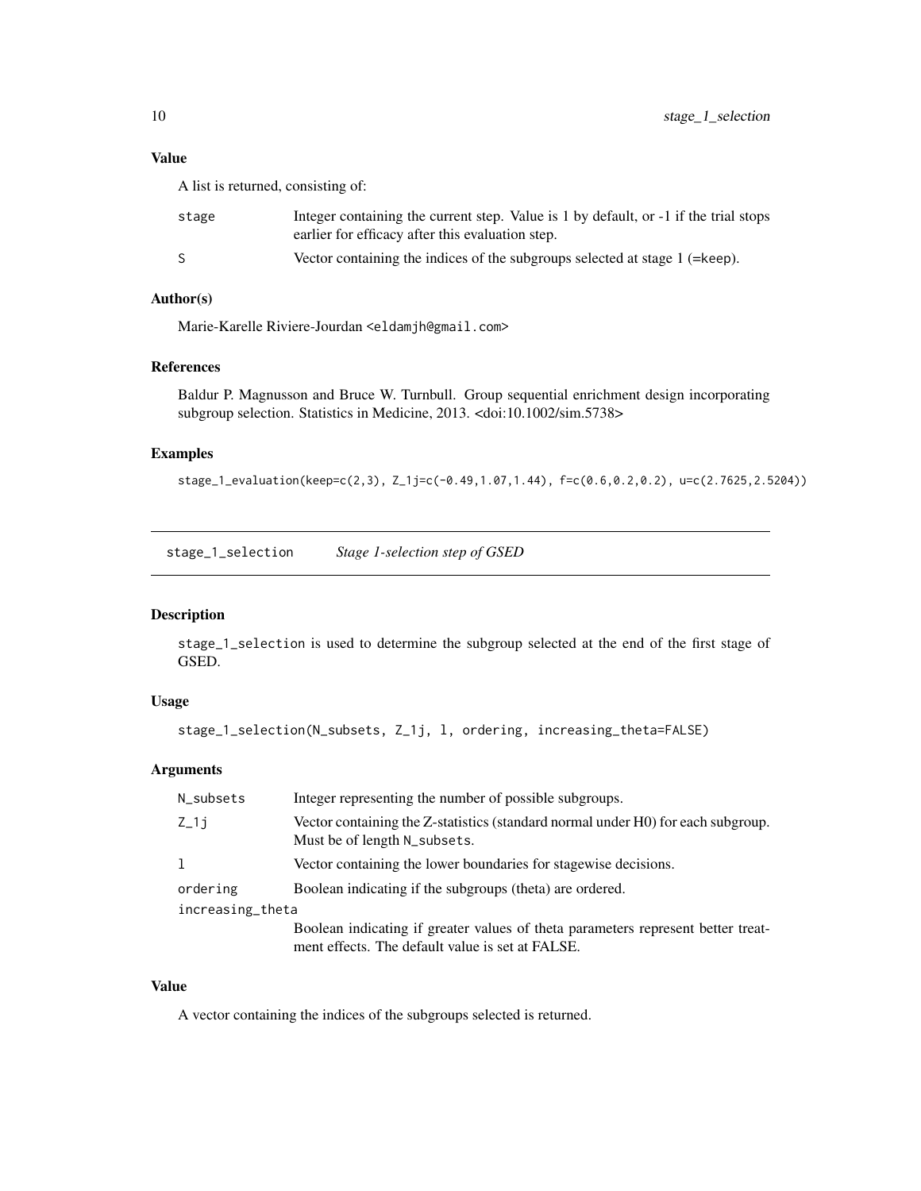### Value

A list is returned, consisting of:

- `stage` Integer containing the current step. Value is 1 by default, or -1 if the trial stops earlier for efficacy after this evaluation step.
- `S` Vector containing the indices of the subgroups selected at stage 1 (=`keep`).

### Author(s)

Marie-Karelle Riviere-Jourdan <eldamjh@gmail.com>

### References

Baldur P. Magnusson and Bruce W. Turnbull. Group sequential enrichment design incorporating subgroup selection. Statistics in Medicine, 2013. <doi:10.1002/sim.5738>

### Examples

```
stage_1_evaluation(keep=c(2,3), Z_1j=c(-0.49,1.07,1.44), f=c(0.6,0.2,0.2), u=c(2.7625,2.5204))
```

---

## stage_1_selection *Stage 1-selection step of GSED*

### Description

`stage_1_selection` is used to determine the subgroup selected at the end of the first stage of GSED.

### Usage

```
stage_1_selection(N_subsets, Z_1j, l, ordering, increasing_theta=FALSE)
```

### Arguments

- `N_subsets` Integer representing the number of possible subgroups.
- `Z_1j` Vector containing the Z-statistics (standard normal under H0) for each subgroup. Must be of length `N_subsets`.
- `l` Vector containing the lower boundaries for stagewise decisions.
- `ordering` Boolean indicating if the subgroups (theta) are ordered.
- `increasing_theta` Boolean indicating if greater values of theta parameters represent better treatment effects. The default value is set at FALSE.

### Value

A vector containing the indices of the subgroups selected is returned.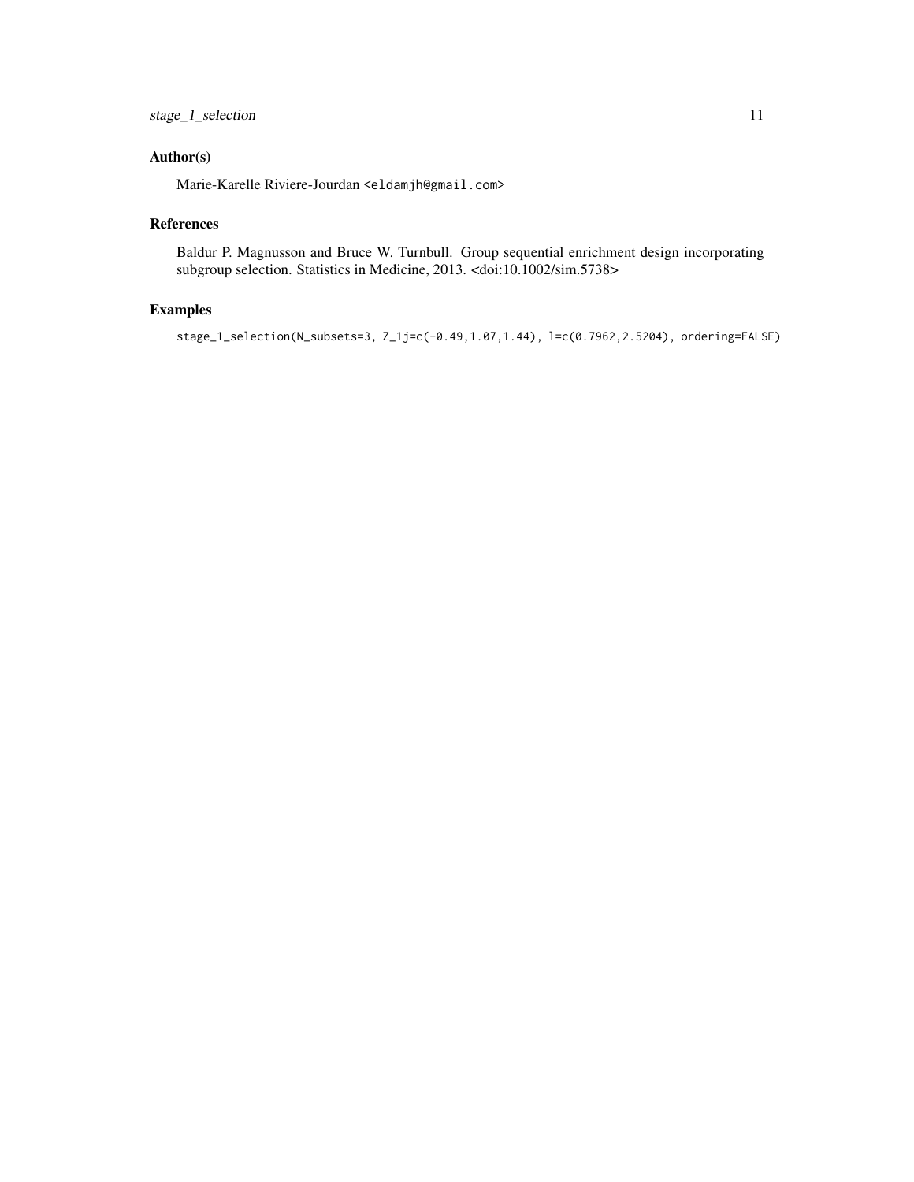## Author(s)

Marie-Karelle Riviere-Jourdan <eldamjh@gmail.com>

## References

Baldur P. Magnusson and Bruce W. Turnbull. Group sequential enrichment design incorporating subgroup selection. Statistics in Medicine, 2013. <doi:10.1002/sim.5738>

## Examples

```
stage_1_selection(N_subsets=3, Z_1j=c(-0.49,1.07,1.44), l=c(0.7962,2.5204), ordering=FALSE)
```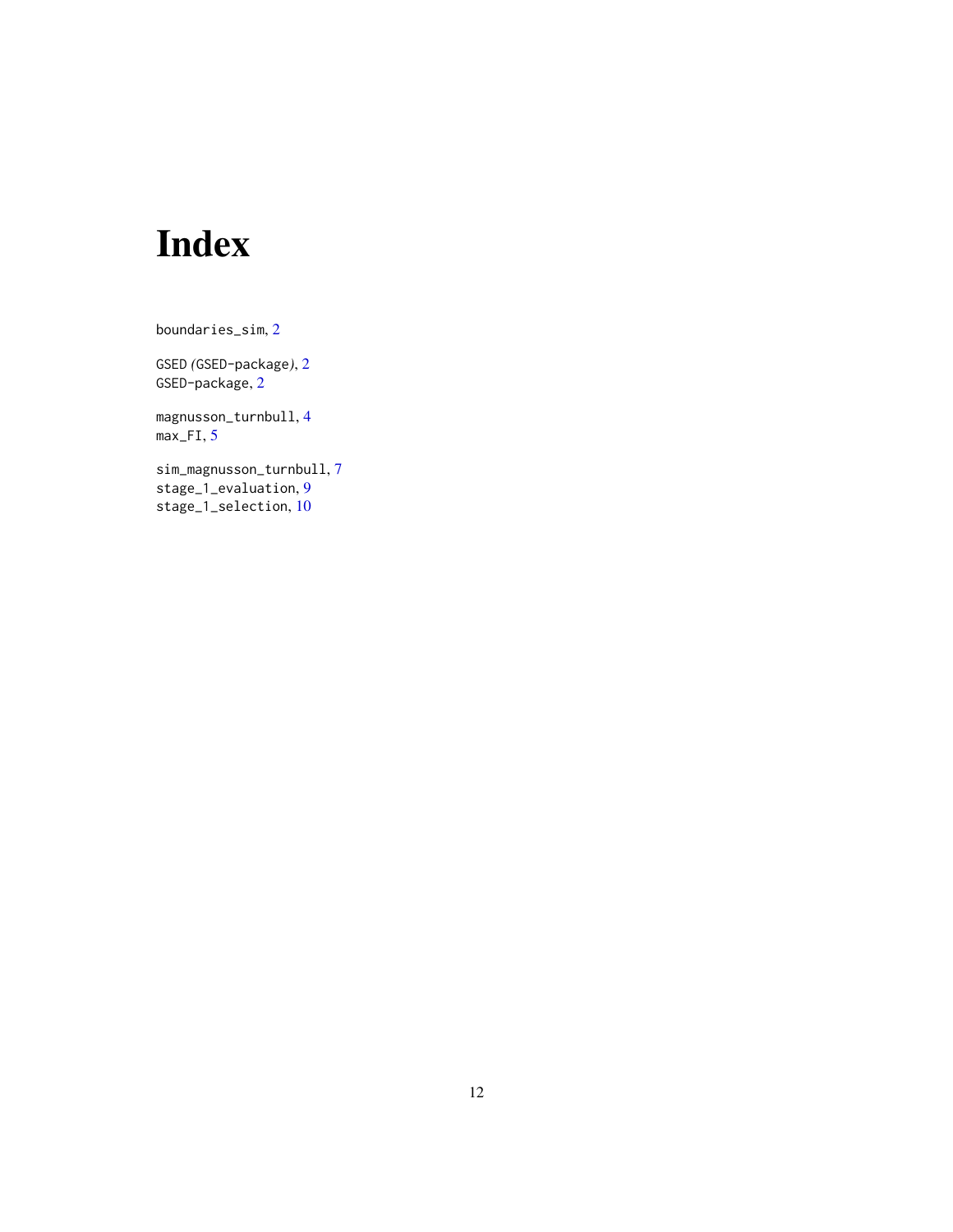# Index

boundaries_sim, 2

GSED (GSED-package), 2
GSED-package, 2

magnusson_turnbull, 4
max_FI, 5

sim_magnusson_turnbull, 7
stage_1_evaluation, 9
stage_1_selection, 10